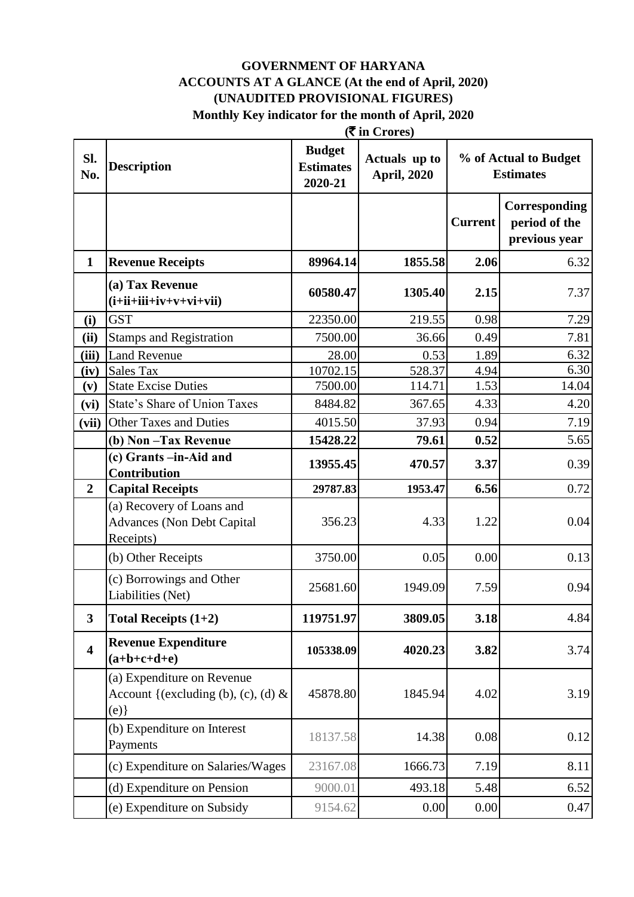**GOVERNMENT OF HARYANA**

**ACCOUNTS AT A GLANCE (At the end of April, 2020)**

**(UNAUDITED PROVISIONAL FIGURES)**

**Monthly Key indicator for the month of April, 2020**

**(₹ in Crores)**

| Sl. No. | Description | Budget Estimates 2020-21 | Actuals up to April, 2020 | % of Actual to Budget Estimates | |
|---|---|---|---|---|---|
| | | | | Current | Corresponding period of the previous year |
| **1** | **Revenue Receipts** | **89964.14** | **1855.58** | **2.06** | 6.32 |
| | **(a) Tax Revenue (i+ii+iii+iv+v+vi+vii)** | **60580.47** | **1305.40** | **2.15** | 7.37 |
| **(i)** | GST | 22350.00 | 219.55 | 0.98 | 7.29 |
| **(ii)** | Stamps and Registration | 7500.00 | 36.66 | 0.49 | 7.81 |
| **(iii)** | Land Revenue | 28.00 | 0.53 | 1.89 | 6.32 |
| **(iv)** | Sales Tax | 10702.15 | 528.37 | 4.94 | 6.30 |
| **(v)** | State Excise Duties | 7500.00 | 114.71 | 1.53 | 14.04 |
| **(vi)** | State's Share of Union Taxes | 8484.82 | 367.65 | 4.33 | 4.20 |
| **(vii)** | Other Taxes and Duties | 4015.50 | 37.93 | 0.94 | 7.19 |
| | **(b) Non –Tax Revenue** | **15428.22** | **79.61** | **0.52** | 5.65 |
| | **(c) Grants –in-Aid and Contribution** | **13955.45** | **470.57** | **3.37** | 0.39 |
| **2** | **Capital Receipts** | **29787.83** | **1953.47** | **6.56** | 0.72 |
| | (a) Recovery of Loans and Advances (Non Debt Capital Receipts) | 356.23 | 4.33 | 1.22 | 0.04 |
| | (b) Other Receipts | 3750.00 | 0.05 | 0.00 | 0.13 |
| | (c) Borrowings and Other Liabilities (Net) | 25681.60 | 1949.09 | 7.59 | 0.94 |
| **3** | **Total Receipts (1+2)** | **119751.97** | **3809.05** | **3.18** | 4.84 |
| **4** | **Revenue Expenditure (a+b+c+d+e)** | **105338.09** | **4020.23** | **3.82** | 3.74 |
| | (a) Expenditure on Revenue Account {(excluding (b), (c), (d) & (e)} | 45878.80 | 1845.94 | 4.02 | 3.19 |
| | (b) Expenditure on Interest Payments | 18137.58 | 14.38 | 0.08 | 0.12 |
| | (c) Expenditure on Salaries/Wages | 23167.08 | 1666.73 | 7.19 | 8.11 |
| | (d) Expenditure on Pension | 9000.01 | 493.18 | 5.48 | 6.52 |
| | (e) Expenditure on Subsidy | 9154.62 | 0.00 | 0.00 | 0.47 |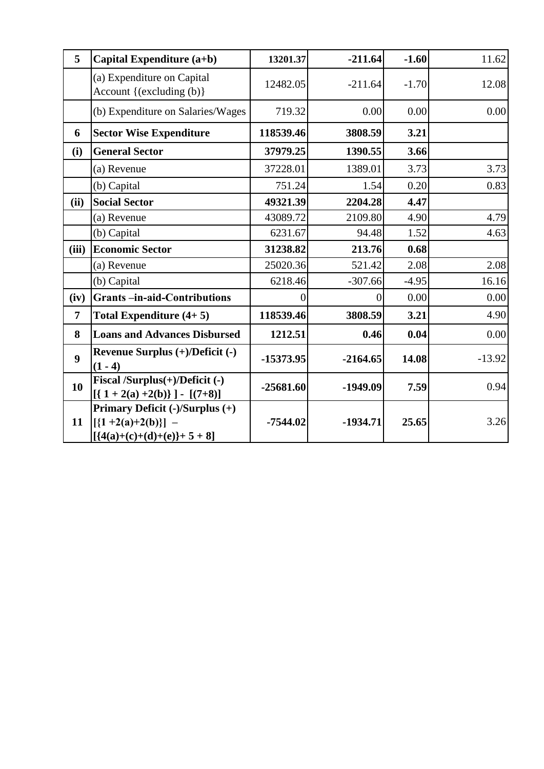| 5 | **Capital Expenditure (a+b)** | **13201.37** | **-211.64** | **-1.60** | 11.62 |
|---|---|---|---|---|---|
| | (a) Expenditure on Capital Account {(excluding (b)} | 12482.05 | -211.64 | -1.70 | 12.08 |
| | (b) Expenditure on Salaries/Wages | 719.32 | 0.00 | 0.00 | 0.00 |
| **6** | **Sector Wise Expenditure** | **118539.46** | **3808.59** | **3.21** | |
| **(i)** | **General Sector** | **37979.25** | **1390.55** | **3.66** | |
| | (a) Revenue | 37228.01 | 1389.01 | 3.73 | 3.73 |
| | (b) Capital | 751.24 | 1.54 | 0.20 | 0.83 |
| **(ii)** | **Social Sector** | **49321.39** | **2204.28** | **4.47** | |
| | (a) Revenue | 43089.72 | 2109.80 | 4.90 | 4.79 |
| | (b) Capital | 6231.67 | 94.48 | 1.52 | 4.63 |
| **(iii)** | **Economic Sector** | **31238.82** | **213.76** | **0.68** | |
| | (a) Revenue | 25020.36 | 521.42 | 2.08 | 2.08 |
| | (b) Capital | 6218.46 | -307.66 | -4.95 | 16.16 |
| **(iv)** | **Grants –in-aid-Contributions** | 0 | 0 | 0.00 | 0.00 |
| **7** | **Total Expenditure (4+ 5)** | **118539.46** | **3808.59** | **3.21** | 4.90 |
| **8** | **Loans and Advances Disbursed** | **1212.51** | **0.46** | **0.04** | 0.00 |
| **9** | **Revenue Surplus (+)/Deficit (-) (1 - 4)** | **-15373.95** | **-2164.65** | **14.08** | -13.92 |
| **10** | **Fiscal /Surplus(+)/Deficit (-) [{ 1 + 2(a) +2(b)} ] - [(7+8)]** | **-25681.60** | **-1949.09** | **7.59** | 0.94 |
| **11** | **Primary Deficit (-)/Surplus (+) [{1 +2(a)+2(b)}] – [{4(a)+(c)+(d)+(e)}+ 5 + 8]** | **-7544.02** | **-1934.71** | **25.65** | 3.26 |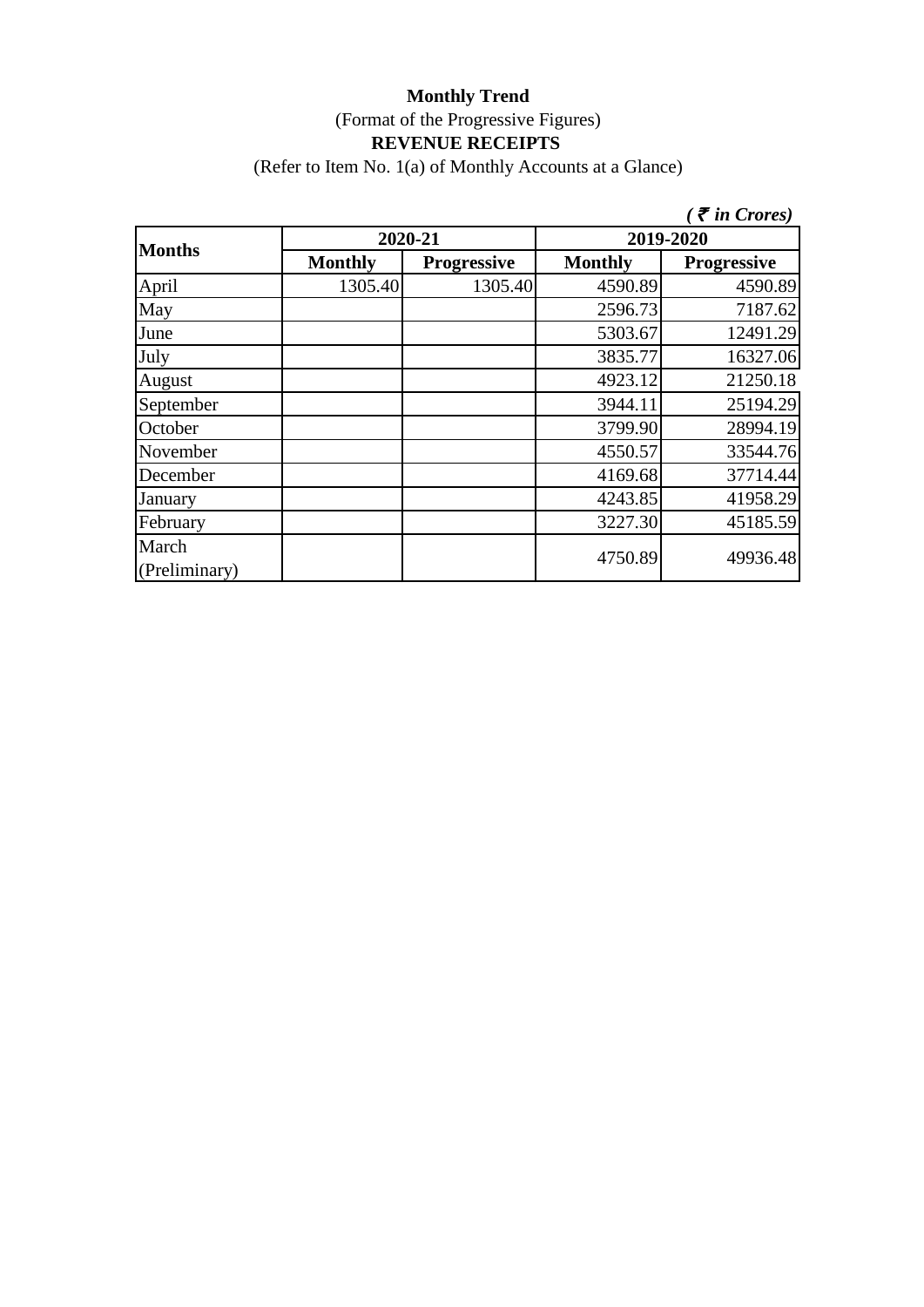**Monthly Trend**

(Format of the Progressive Figures)

**REVENUE RECEIPTS**

(Refer to Item No. 1(a) of Monthly Accounts at a Glance)

*( ₹ in Crores)*

| Months | 2020-21 | | 2019-2020 | |
|---|---|---|---|---|
| | **Monthly** | **Progressive** | **Monthly** | **Progressive** |
| April | 1305.40 | 1305.40 | 4590.89 | 4590.89 |
| May | | | 2596.73 | 7187.62 |
| June | | | 5303.67 | 12491.29 |
| July | | | 3835.77 | 16327.06 |
| August | | | 4923.12 | 21250.18 |
| September | | | 3944.11 | 25194.29 |
| October | | | 3799.90 | 28994.19 |
| November | | | 4550.57 | 33544.76 |
| December | | | 4169.68 | 37714.44 |
| January | | | 4243.85 | 41958.29 |
| February | | | 3227.30 | 45185.59 |
| March (Preliminary) | | | 4750.89 | 49936.48 |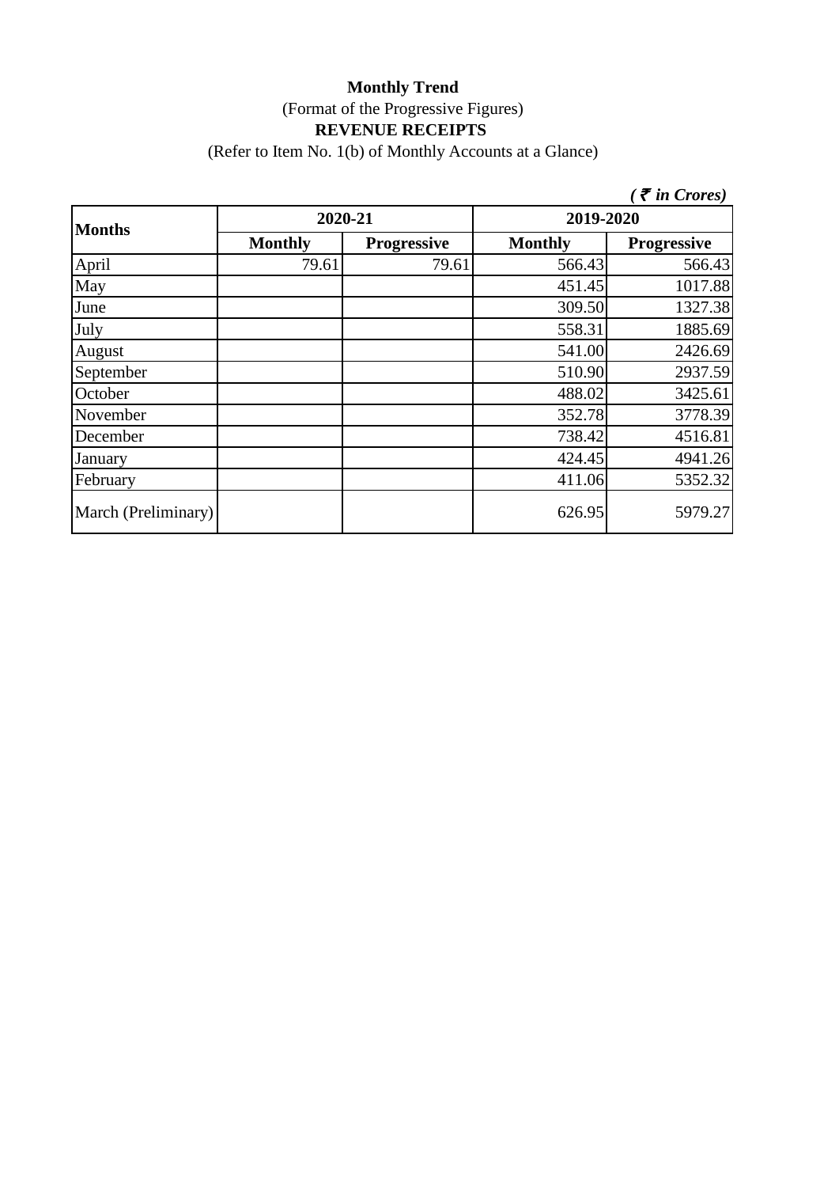**Monthly Trend**

(Format of the Progressive Figures)

**REVENUE RECEIPTS**

(Refer to Item No. 1(b) of Monthly Accounts at a Glance)

*( ₹ in Crores)*

| Months | 2020-21 | | 2019-2020 | |
|---|---|---|---|---|
| | **Monthly** | **Progressive** | **Monthly** | **Progressive** |
| April | 79.61 | 79.61 | 566.43 | 566.43 |
| May | | | 451.45 | 1017.88 |
| June | | | 309.50 | 1327.38 |
| July | | | 558.31 | 1885.69 |
| August | | | 541.00 | 2426.69 |
| September | | | 510.90 | 2937.59 |
| October | | | 488.02 | 3425.61 |
| November | | | 352.78 | 3778.39 |
| December | | | 738.42 | 4516.81 |
| January | | | 424.45 | 4941.26 |
| February | | | 411.06 | 5352.32 |
| March (Preliminary) | | | 626.95 | 5979.27 |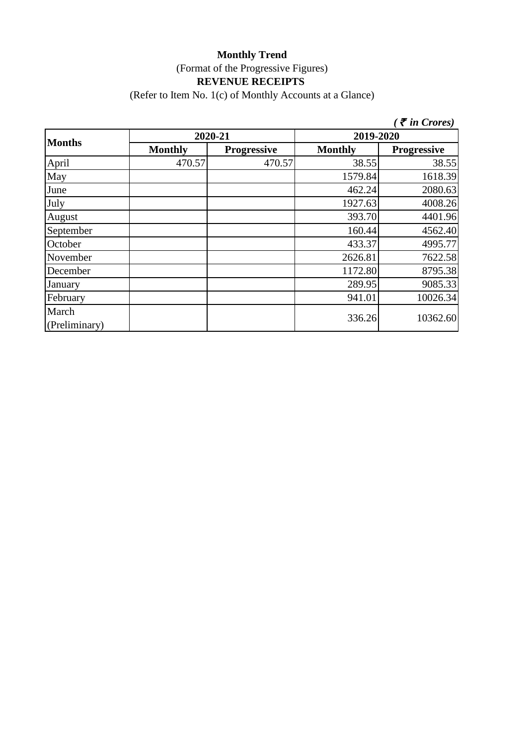**Monthly Trend**

(Format of the Progressive Figures)

**REVENUE RECEIPTS**

(Refer to Item No. 1(c) of Monthly Accounts at a Glance)

*( ₹ in Crores)*

| Months | 2020-21 | | 2019-2020 | |
|---|---|---|---|---|
| | Monthly | Progressive | Monthly | Progressive |
| April | 470.57 | 470.57 | 38.55 | 38.55 |
| May | | | 1579.84 | 1618.39 |
| June | | | 462.24 | 2080.63 |
| July | | | 1927.63 | 4008.26 |
| August | | | 393.70 | 4401.96 |
| September | | | 160.44 | 4562.40 |
| October | | | 433.37 | 4995.77 |
| November | | | 2626.81 | 7622.58 |
| December | | | 1172.80 | 8795.38 |
| January | | | 289.95 | 9085.33 |
| February | | | 941.01 | 10026.34 |
| March (Preliminary) | | | 336.26 | 10362.60 |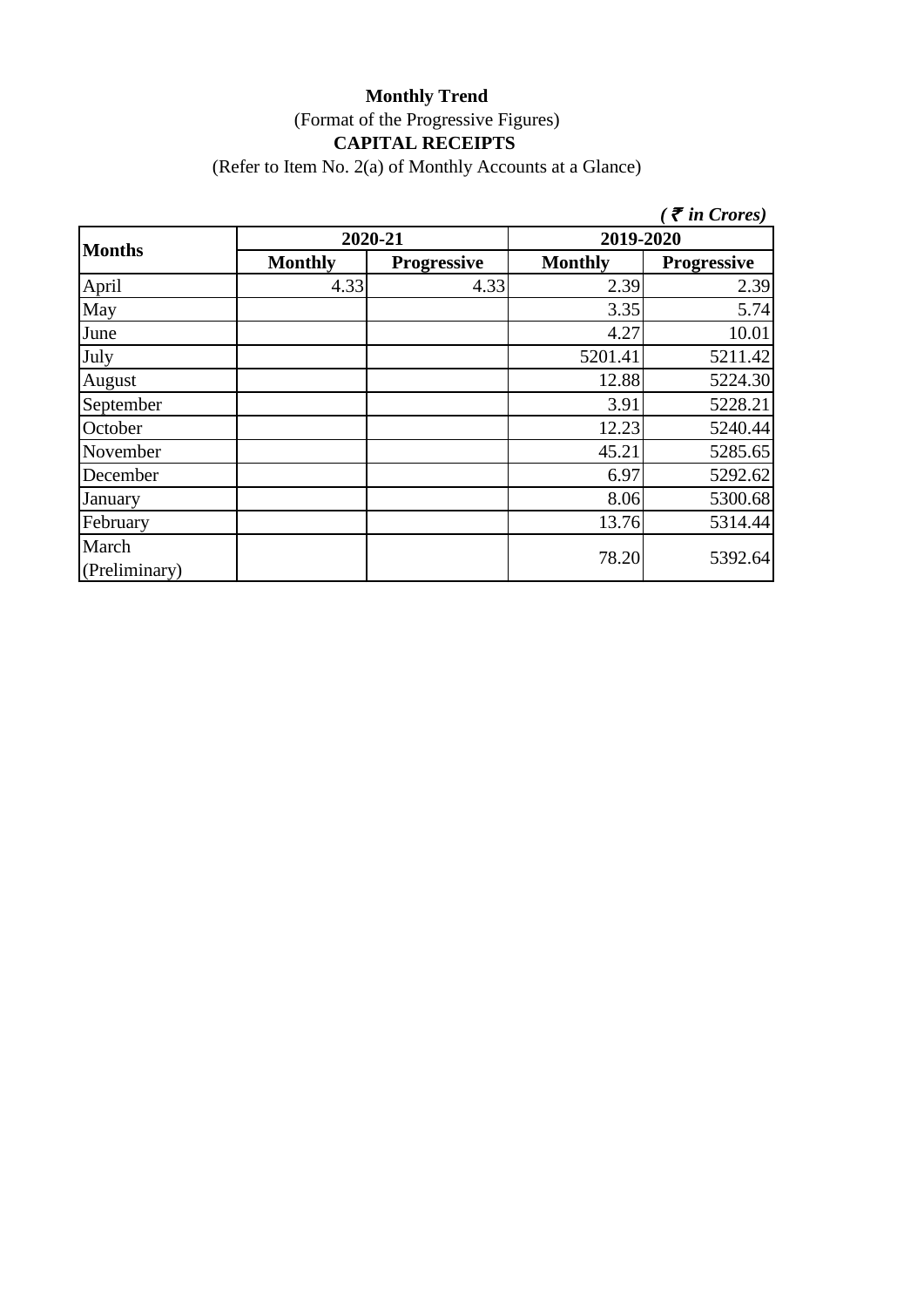**Monthly Trend**

(Format of the Progressive Figures)

**CAPITAL RECEIPTS**

(Refer to Item No. 2(a) of Monthly Accounts at a Glance)

*( ₹ in Crores)*

| Months | 2020-21 | | 2019-2020 | |
|---|---|---|---|---|
| | Monthly | Progressive | Monthly | Progressive |
| April | 4.33 | 4.33 | 2.39 | 2.39 |
| May | | | 3.35 | 5.74 |
| June | | | 4.27 | 10.01 |
| July | | | 5201.41 | 5211.42 |
| August | | | 12.88 | 5224.30 |
| September | | | 3.91 | 5228.21 |
| October | | | 12.23 | 5240.44 |
| November | | | 45.21 | 5285.65 |
| December | | | 6.97 | 5292.62 |
| January | | | 8.06 | 5300.68 |
| February | | | 13.76 | 5314.44 |
| March (Preliminary) | | | 78.20 | 5392.64 |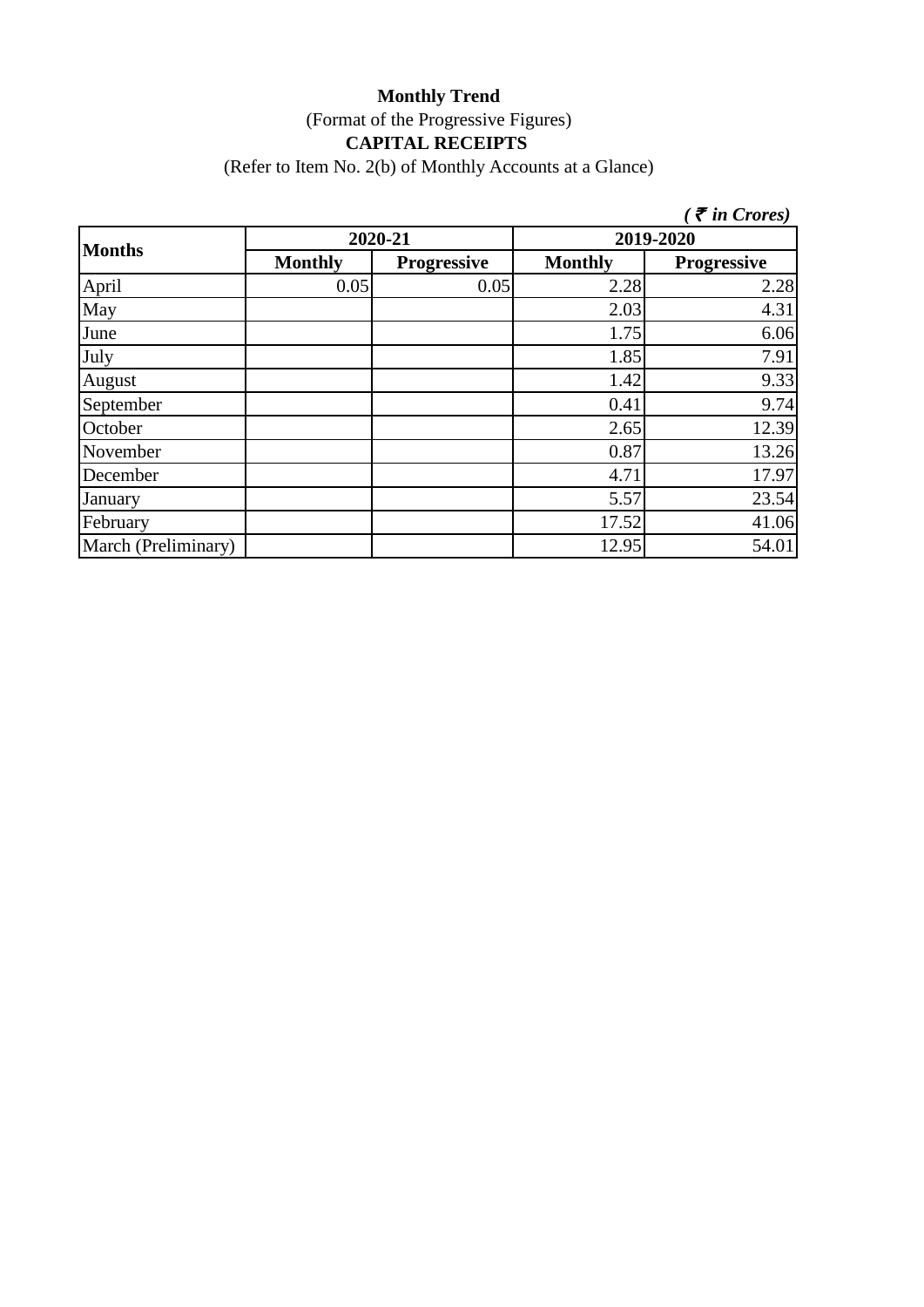**Monthly Trend**

(Format of the Progressive Figures)

**CAPITAL RECEIPTS**

(Refer to Item No. 2(b) of Monthly Accounts at a Glance)

***( ₹ in Crores)***

| **Months** | **2020-21** | | **2019-2020** | |
|---|---|---|---|---|
| | **Monthly** | **Progressive** | **Monthly** | **Progressive** |
| April | 0.05 | 0.05 | 2.28 | 2.28 |
| May | | | 2.03 | 4.31 |
| June | | | 1.75 | 6.06 |
| July | | | 1.85 | 7.91 |
| August | | | 1.42 | 9.33 |
| September | | | 0.41 | 9.74 |
| October | | | 2.65 | 12.39 |
| November | | | 0.87 | 13.26 |
| December | | | 4.71 | 17.97 |
| January | | | 5.57 | 23.54 |
| February | | | 17.52 | 41.06 |
| March (Preliminary) | | | 12.95 | 54.01 |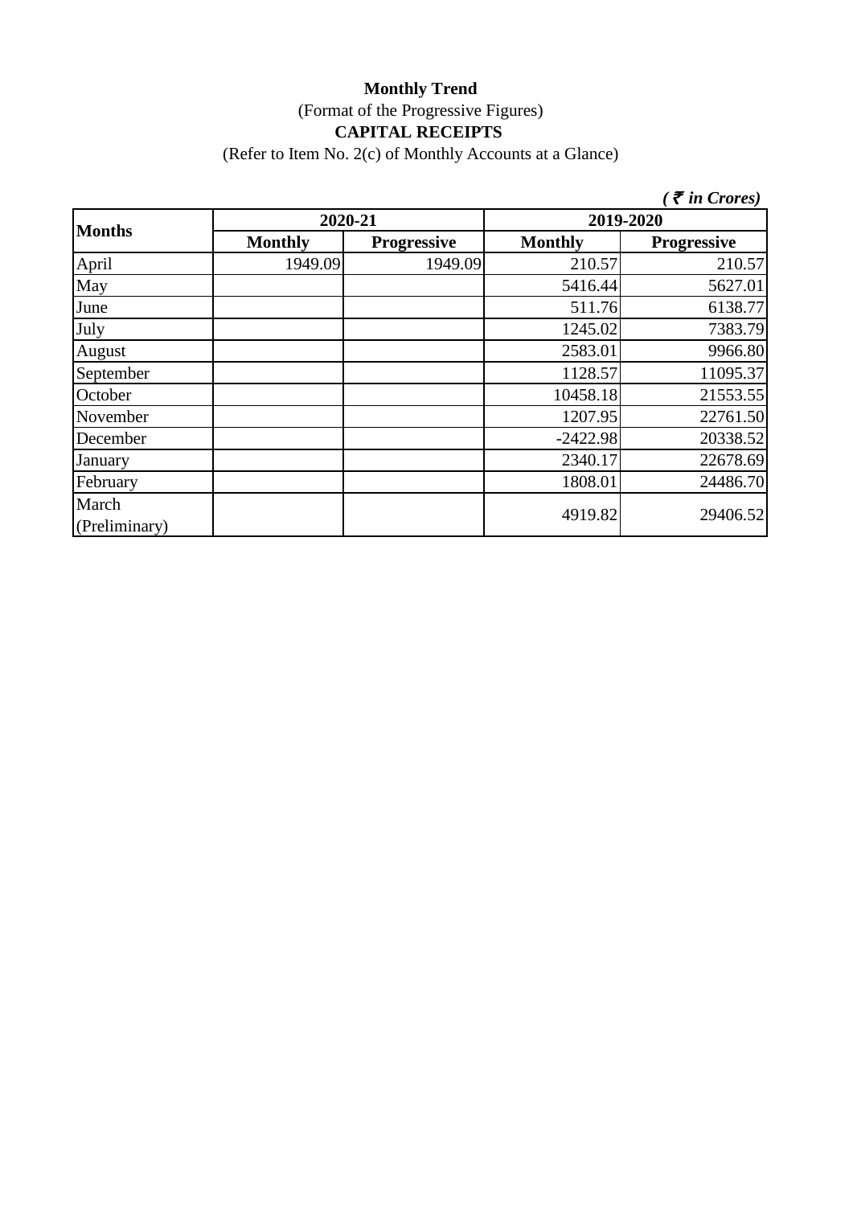**Monthly Trend**

(Format of the Progressive Figures)

**CAPITAL RECEIPTS**

(Refer to Item No. 2(c) of Monthly Accounts at a Glance)

*( ₹ in Crores)*

| Months | 2020-21 | | 2019-2020 | |
|---|---|---|---|---|
| | Monthly | Progressive | Monthly | Progressive |
| April | 1949.09 | 1949.09 | 210.57 | 210.57 |
| May | | | 5416.44 | 5627.01 |
| June | | | 511.76 | 6138.77 |
| July | | | 1245.02 | 7383.79 |
| August | | | 2583.01 | 9966.80 |
| September | | | 1128.57 | 11095.37 |
| October | | | 10458.18 | 21553.55 |
| November | | | 1207.95 | 22761.50 |
| December | | | -2422.98 | 20338.52 |
| January | | | 2340.17 | 22678.69 |
| February | | | 1808.01 | 24486.70 |
| March (Preliminary) | | | 4919.82 | 29406.52 |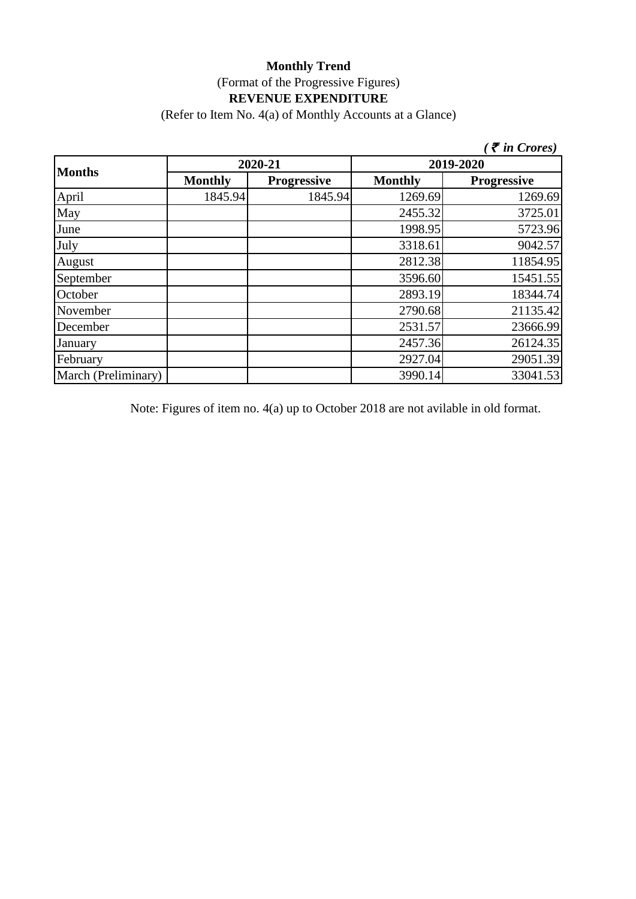**Monthly Trend**

(Format of the Progressive Figures)

**REVENUE EXPENDITURE**

(Refer to Item No. 4(a) of Monthly Accounts at a Glance)

*( ₹ in Crores)*

| **Months** | **2020-21** | | **2019-2020** | |
|---|---|---|---|---|
| | **Monthly** | **Progressive** | **Monthly** | **Progressive** |
| April | 1845.94 | 1845.94 | 1269.69 | 1269.69 |
| May | | | 2455.32 | 3725.01 |
| June | | | 1998.95 | 5723.96 |
| July | | | 3318.61 | 9042.57 |
| August | | | 2812.38 | 11854.95 |
| September | | | 3596.60 | 15451.55 |
| October | | | 2893.19 | 18344.74 |
| November | | | 2790.68 | 21135.42 |
| December | | | 2531.57 | 23666.99 |
| January | | | 2457.36 | 26124.35 |
| February | | | 2927.04 | 29051.39 |
| March (Preliminary) | | | 3990.14 | 33041.53 |

Note: Figures of item no. 4(a) up to October 2018 are not avilable in old format.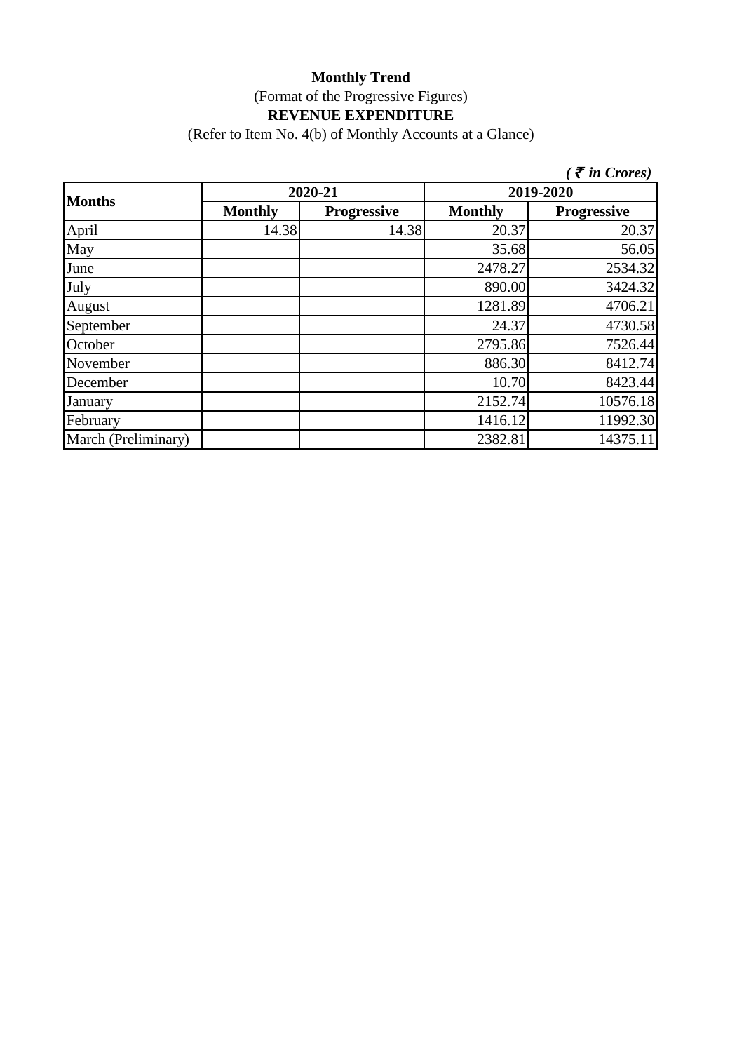**Monthly Trend**

(Format of the Progressive Figures)

**REVENUE EXPENDITURE**

(Refer to Item No. 4(b) of Monthly Accounts at a Glance)

*( ₹ in Crores)*

| Months | 2020-21 | | 2019-2020 | |
|---|---|---|---|---|
| | Monthly | Progressive | Monthly | Progressive |
| April | 14.38 | 14.38 | 20.37 | 20.37 |
| May | | | 35.68 | 56.05 |
| June | | | 2478.27 | 2534.32 |
| July | | | 890.00 | 3424.32 |
| August | | | 1281.89 | 4706.21 |
| September | | | 24.37 | 4730.58 |
| October | | | 2795.86 | 7526.44 |
| November | | | 886.30 | 8412.74 |
| December | | | 10.70 | 8423.44 |
| January | | | 2152.74 | 10576.18 |
| February | | | 1416.12 | 11992.30 |
| March (Preliminary) | | | 2382.81 | 14375.11 |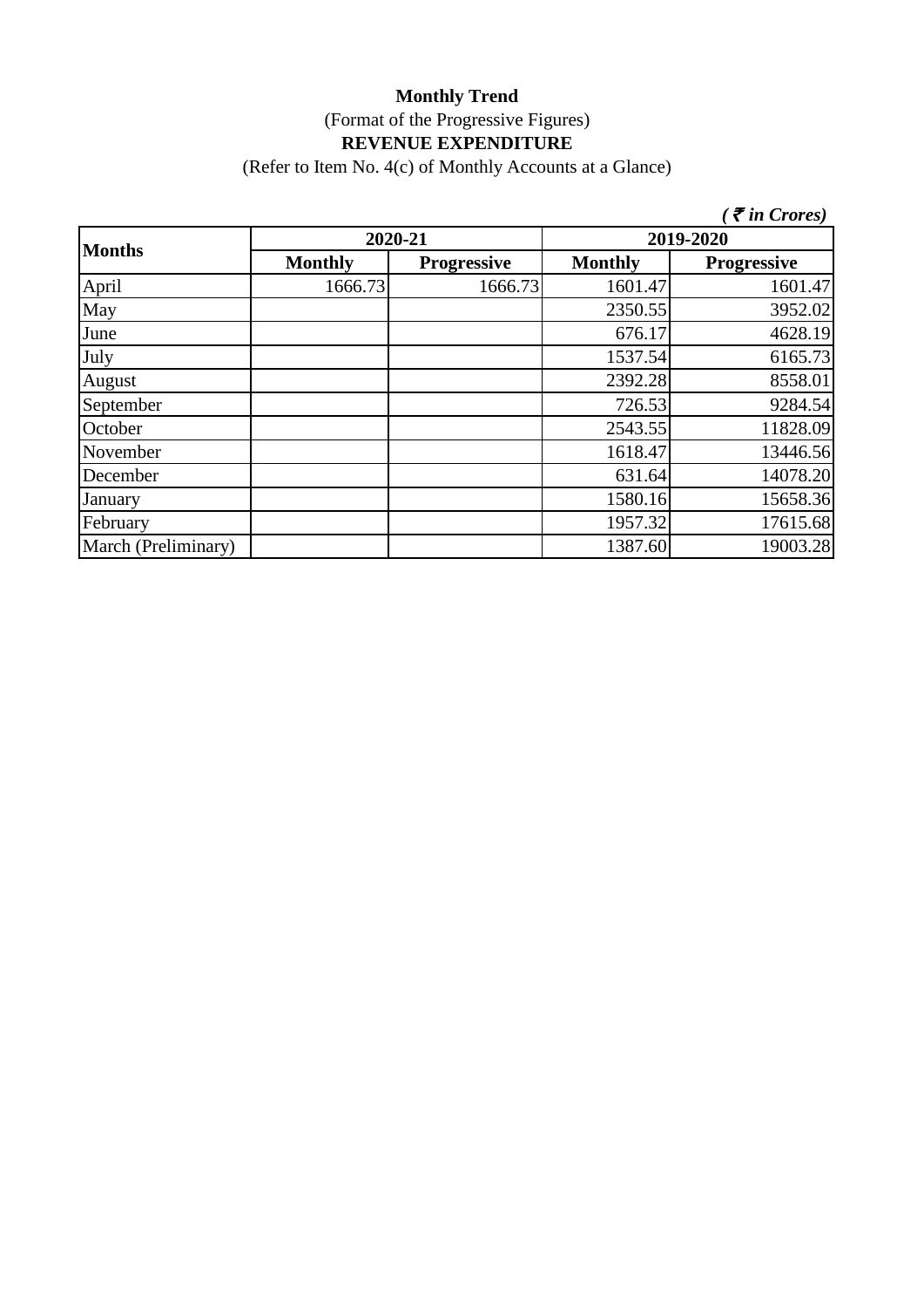**Monthly Trend**

(Format of the Progressive Figures)

**REVENUE EXPENDITURE**

(Refer to Item No. 4(c) of Monthly Accounts at a Glance)

*( ₹ in Crores)*

| Months | 2020-21 | | 2019-2020 | |
|---|---|---|---|---|
| | Monthly | Progressive | Monthly | Progressive |
| April | 1666.73 | 1666.73 | 1601.47 | 1601.47 |
| May | | | 2350.55 | 3952.02 |
| June | | | 676.17 | 4628.19 |
| July | | | 1537.54 | 6165.73 |
| August | | | 2392.28 | 8558.01 |
| September | | | 726.53 | 9284.54 |
| October | | | 2543.55 | 11828.09 |
| November | | | 1618.47 | 13446.56 |
| December | | | 631.64 | 14078.20 |
| January | | | 1580.16 | 15658.36 |
| February | | | 1957.32 | 17615.68 |
| March (Preliminary) | | | 1387.60 | 19003.28 |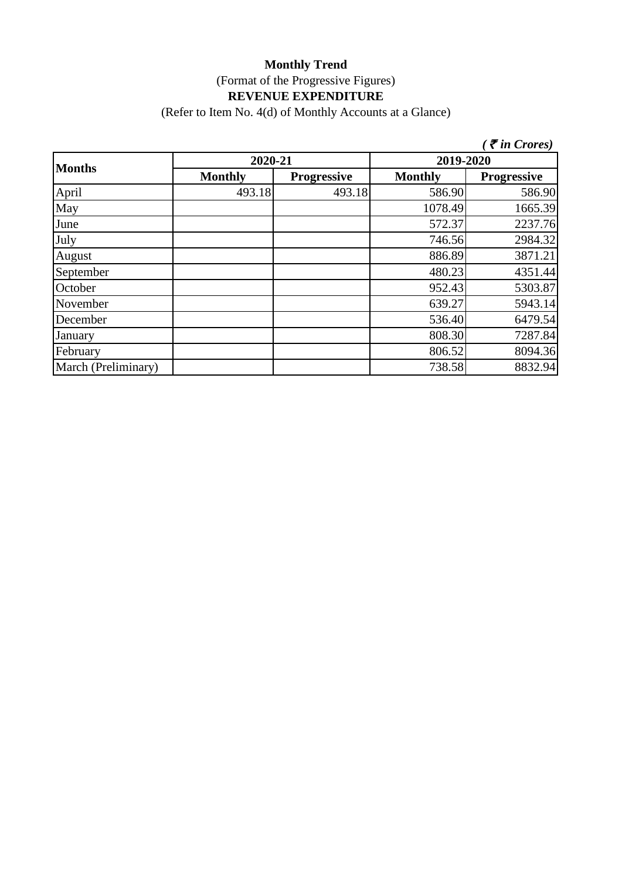**Monthly Trend**

(Format of the Progressive Figures)

**REVENUE EXPENDITURE**

(Refer to Item No. 4(d) of Monthly Accounts at a Glance)

*( ₹ in Crores)*

| Months | 2020-21 | | 2019-2020 | |
|---|---|---|---|---|
| | Monthly | Progressive | Monthly | Progressive |
| April | 493.18 | 493.18 | 586.90 | 586.90 |
| May | | | 1078.49 | 1665.39 |
| June | | | 572.37 | 2237.76 |
| July | | | 746.56 | 2984.32 |
| August | | | 886.89 | 3871.21 |
| September | | | 480.23 | 4351.44 |
| October | | | 952.43 | 5303.87 |
| November | | | 639.27 | 5943.14 |
| December | | | 536.40 | 6479.54 |
| January | | | 808.30 | 7287.84 |
| February | | | 806.52 | 8094.36 |
| March (Preliminary) | | | 738.58 | 8832.94 |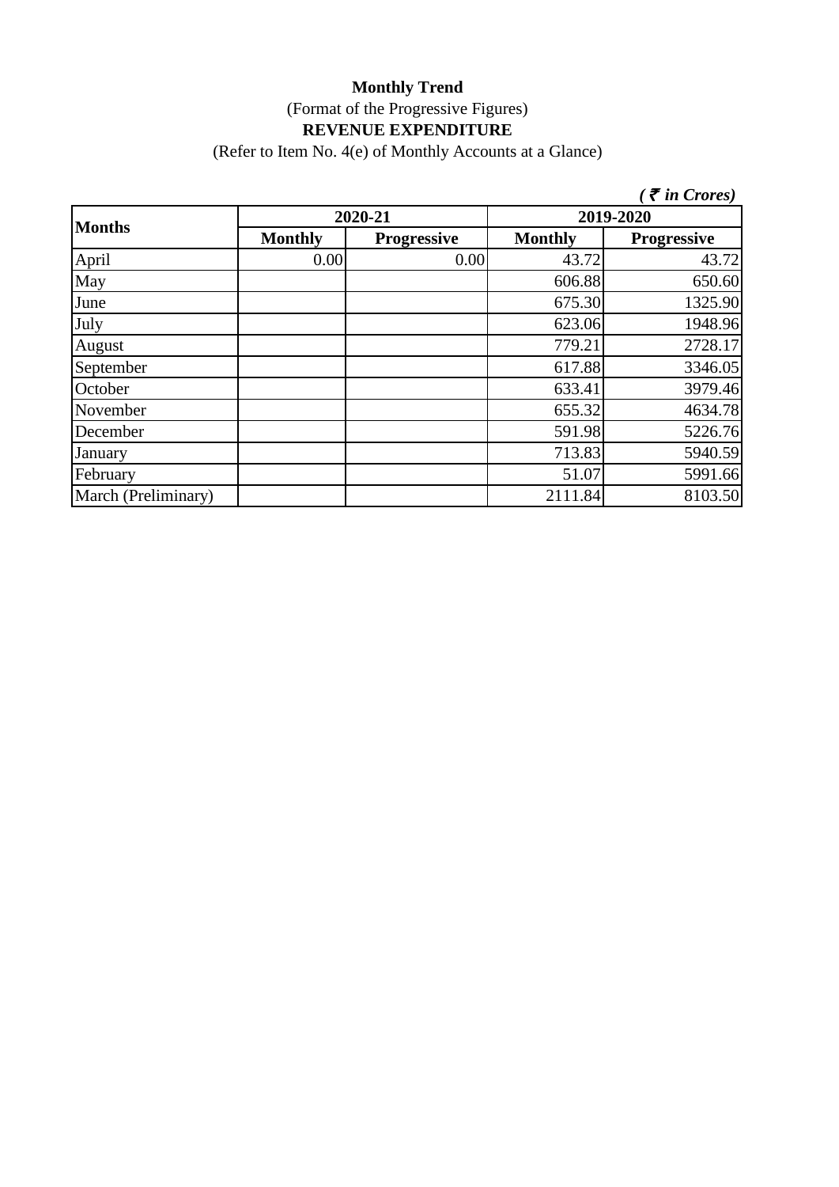**Monthly Trend**

(Format of the Progressive Figures)

**REVENUE EXPENDITURE**

(Refer to Item No. 4(e) of Monthly Accounts at a Glance)

***( ₹ in Crores)***

| Months | 2020-21 | | 2019-2020 | |
|---|---|---|---|---|
| | Monthly | Progressive | Monthly | Progressive |
| April | 0.00 | 0.00 | 43.72 | 43.72 |
| May | | | 606.88 | 650.60 |
| June | | | 675.30 | 1325.90 |
| July | | | 623.06 | 1948.96 |
| August | | | 779.21 | 2728.17 |
| September | | | 617.88 | 3346.05 |
| October | | | 633.41 | 3979.46 |
| November | | | 655.32 | 4634.78 |
| December | | | 591.98 | 5226.76 |
| January | | | 713.83 | 5940.59 |
| February | | | 51.07 | 5991.66 |
| March (Preliminary) | | | 2111.84 | 8103.50 |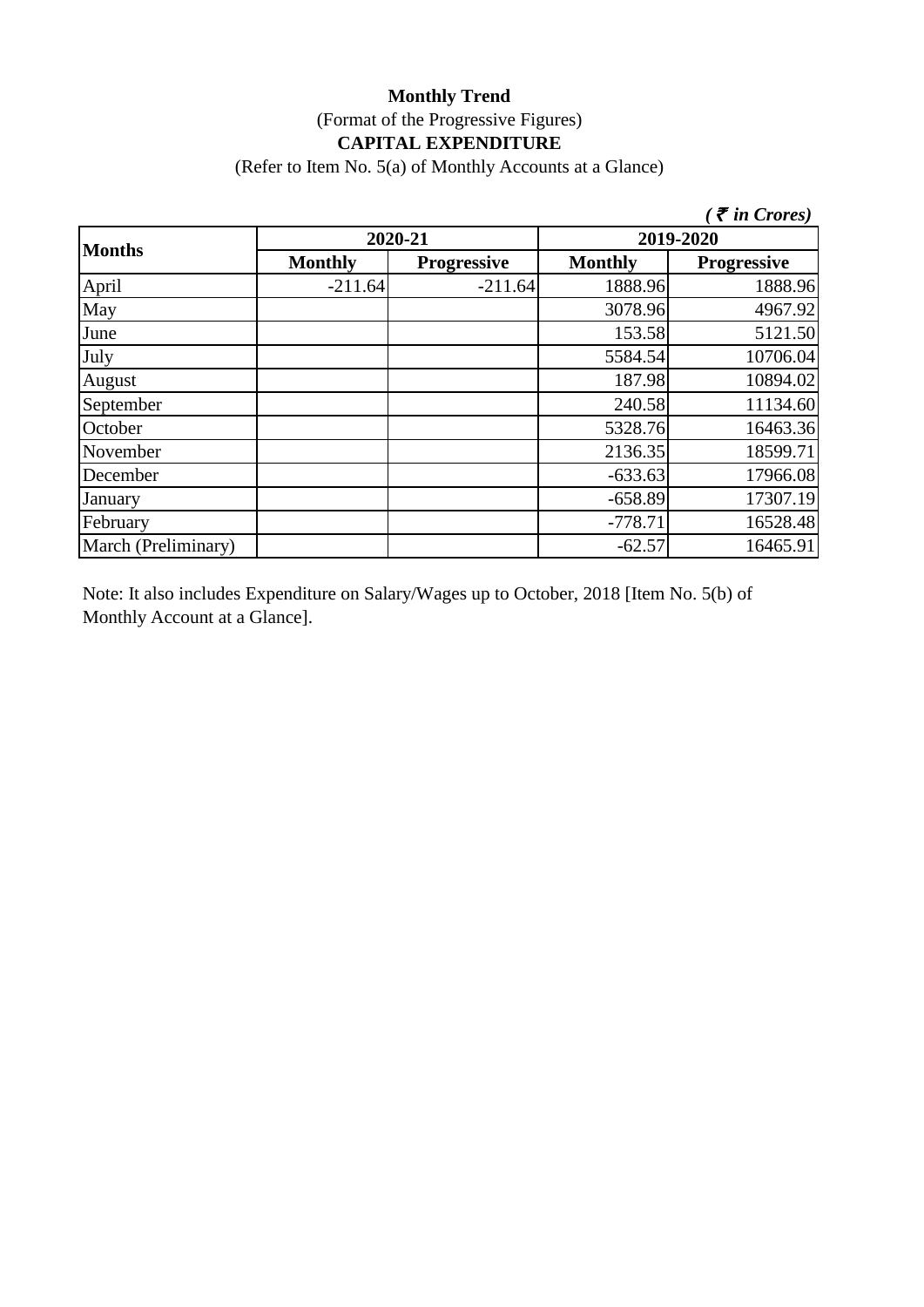**Monthly Trend**

(Format of the Progressive Figures)

**CAPITAL EXPENDITURE**

(Refer to Item No. 5(a) of Monthly Accounts at a Glance)

*( ₹ in Crores)*

| Months | 2020-21 | | 2019-2020 | |
|---|---|---|---|---|
| | Monthly | Progressive | Monthly | Progressive |
| April | -211.64 | -211.64 | 1888.96 | 1888.96 |
| May | | | 3078.96 | 4967.92 |
| June | | | 153.58 | 5121.50 |
| July | | | 5584.54 | 10706.04 |
| August | | | 187.98 | 10894.02 |
| September | | | 240.58 | 11134.60 |
| October | | | 5328.76 | 16463.36 |
| November | | | 2136.35 | 18599.71 |
| December | | | -633.63 | 17966.08 |
| January | | | -658.89 | 17307.19 |
| February | | | -778.71 | 16528.48 |
| March (Preliminary) | | | -62.57 | 16465.91 |

Note: It also includes Expenditure on Salary/Wages up to October, 2018 [Item No. 5(b) of Monthly Account at a Glance].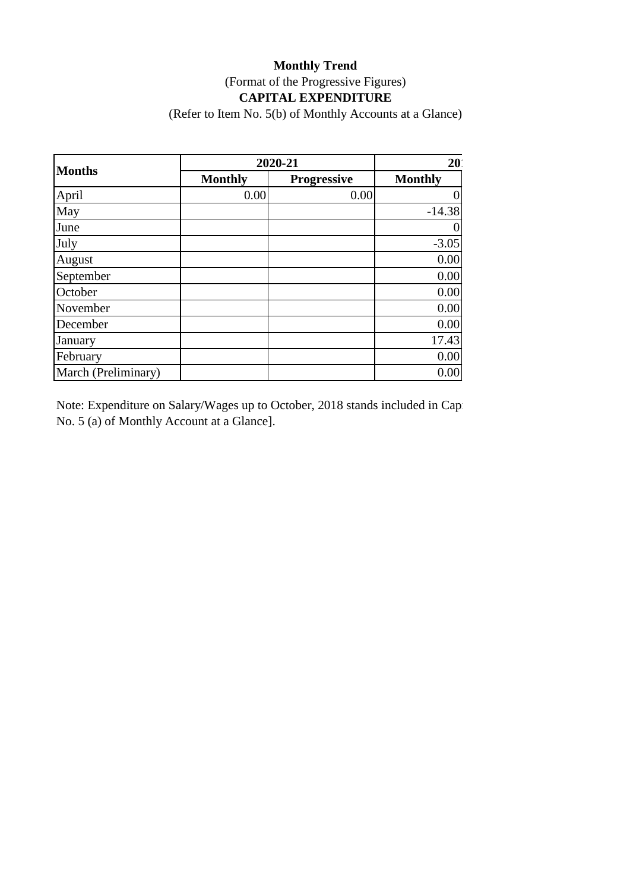**Monthly Trend**

(Format of the Progressive Figures)

**CAPITAL EXPENDITURE**

(Refer to Item No. 5(b) of Monthly Accounts at a Glance)

| Months | 2020-21 | | 20 |
|---|---|---|---|
| | Monthly | Progressive | Monthly |
| April | 0.00 | 0.00 | 0 |
| May | | | -14.38 |
| June | | | 0 |
| July | | | -3.05 |
| August | | | 0.00 |
| September | | | 0.00 |
| October | | | 0.00 |
| November | | | 0.00 |
| December | | | 0.00 |
| January | | | 17.43 |
| February | | | 0.00 |
| March (Preliminary) | | | 0.00 |

Note: Expenditure on Salary/Wages up to October, 2018 stands included in Cap
No. 5 (a) of Monthly Account at a Glance].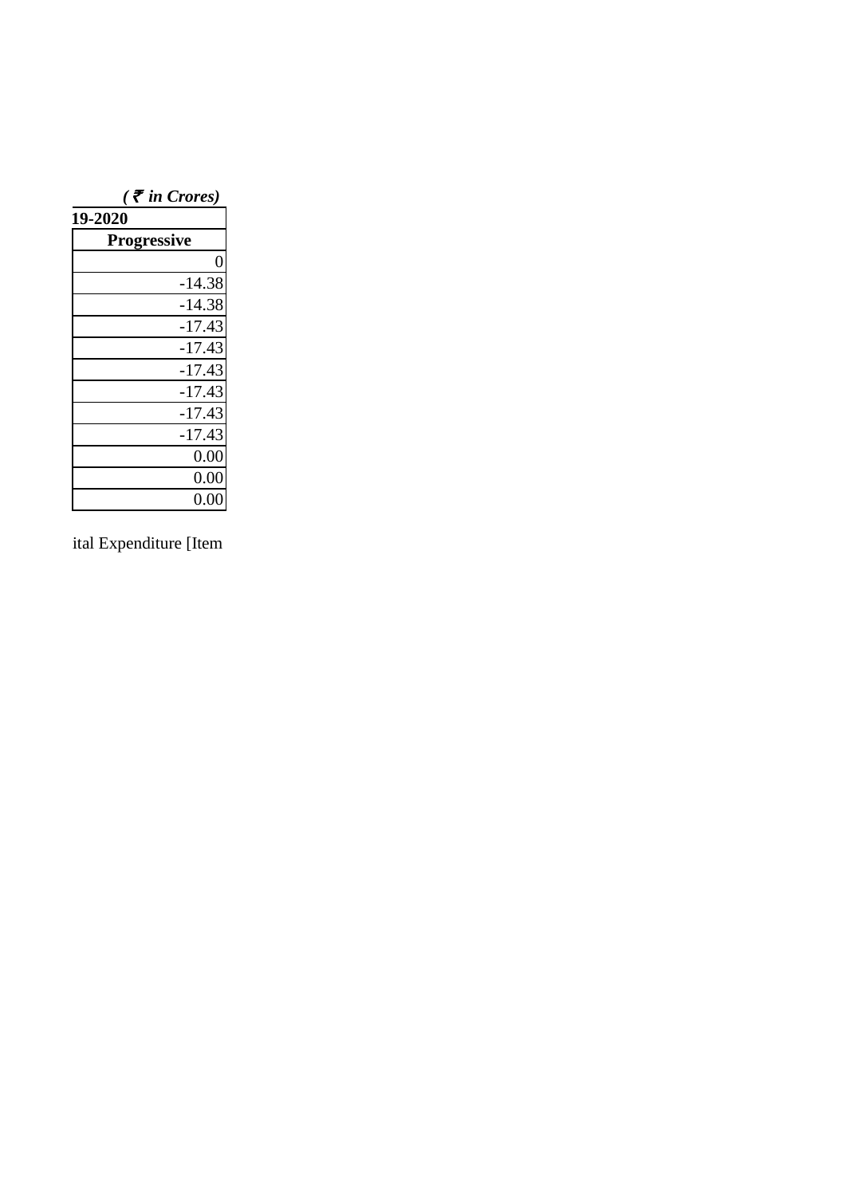*( ₹ in Crores)*

| 19-2020 |
|---|
| **Progressive** |
| 0 |
| -14.38 |
| -14.38 |
| -17.43 |
| -17.43 |
| -17.43 |
| -17.43 |
| -17.43 |
| -17.43 |
| 0.00 |
| 0.00 |
| 0.00 |

ital Expenditure [Item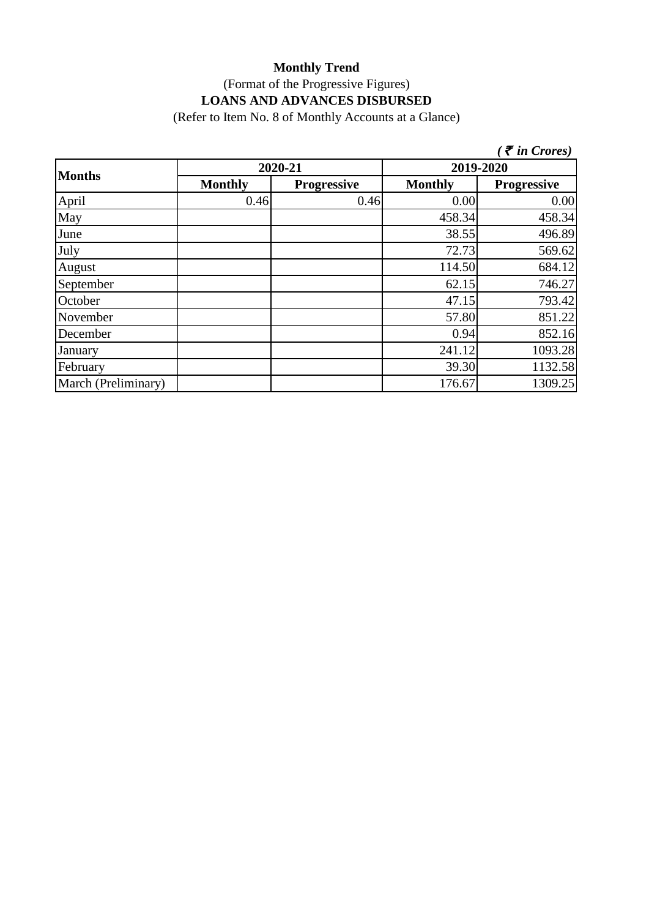**Monthly Trend**

(Format of the Progressive Figures)

**LOANS AND ADVANCES DISBURSED**

(Refer to Item No. 8 of Monthly Accounts at a Glance)

*( ₹ in Crores)*

| Months | 2020-21 | | 2019-2020 | |
|---|---|---|---|---|
| | **Monthly** | **Progressive** | **Monthly** | **Progressive** |
| April | 0.46 | 0.46 | 0.00 | 0.00 |
| May | | | 458.34 | 458.34 |
| June | | | 38.55 | 496.89 |
| July | | | 72.73 | 569.62 |
| August | | | 114.50 | 684.12 |
| September | | | 62.15 | 746.27 |
| October | | | 47.15 | 793.42 |
| November | | | 57.80 | 851.22 |
| December | | | 0.94 | 852.16 |
| January | | | 241.12 | 1093.28 |
| February | | | 39.30 | 1132.58 |
| March (Preliminary) | | | 176.67 | 1309.25 |